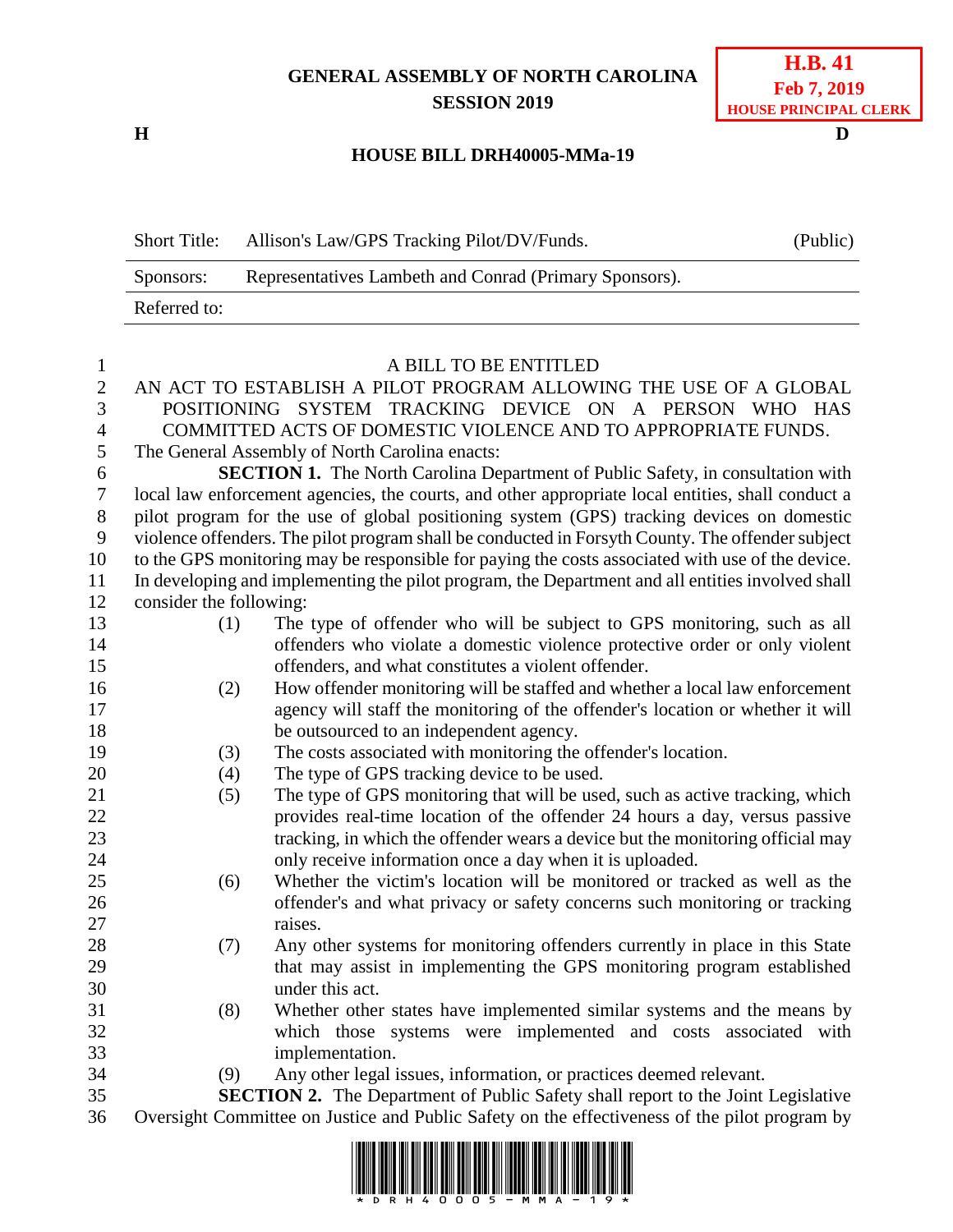**GENERAL ASSEMBLY OF NORTH CAROLINA**
**SESSION 2019**

**H.B. 41**
**Feb 7, 2019**
**HOUSE PRINCIPAL CLERK**

**H** **D**

## HOUSE BILL DRH40005-MMa-19

| Short Title: | Allison's Law/GPS Tracking Pilot/DV/Funds. | (Public) |
|---|---|---|
| Sponsors: | Representatives Lambeth and Conrad (Primary Sponsors). | |
| Referred to: | | |

A BILL TO BE ENTITLED

AN ACT TO ESTABLISH A PILOT PROGRAM ALLOWING THE USE OF A GLOBAL POSITIONING SYSTEM TRACKING DEVICE ON A PERSON WHO HAS COMMITTED ACTS OF DOMESTIC VIOLENCE AND TO APPROPRIATE FUNDS.

The General Assembly of North Carolina enacts:

**SECTION 1.** The North Carolina Department of Public Safety, in consultation with local law enforcement agencies, the courts, and other appropriate local entities, shall conduct a pilot program for the use of global positioning system (GPS) tracking devices on domestic violence offenders. The pilot program shall be conducted in Forsyth County. The offender subject to the GPS monitoring may be responsible for paying the costs associated with use of the device. In developing and implementing the pilot program, the Department and all entities involved shall consider the following:

(1) The type of offender who will be subject to GPS monitoring, such as all offenders who violate a domestic violence protective order or only violent offenders, and what constitutes a violent offender.

(2) How offender monitoring will be staffed and whether a local law enforcement agency will staff the monitoring of the offender's location or whether it will be outsourced to an independent agency.

(3) The costs associated with monitoring the offender's location.

(4) The type of GPS tracking device to be used.

(5) The type of GPS monitoring that will be used, such as active tracking, which provides real-time location of the offender 24 hours a day, versus passive tracking, in which the offender wears a device but the monitoring official may only receive information once a day when it is uploaded.

(6) Whether the victim's location will be monitored or tracked as well as the offender's and what privacy or safety concerns such monitoring or tracking raises.

(7) Any other systems for monitoring offenders currently in place in this State that may assist in implementing the GPS monitoring program established under this act.

(8) Whether other states have implemented similar systems and the means by which those systems were implemented and costs associated with implementation.

(9) Any other legal issues, information, or practices deemed relevant.

**SECTION 2.** The Department of Public Safety shall report to the Joint Legislative Oversight Committee on Justice and Public Safety on the effectiveness of the pilot program by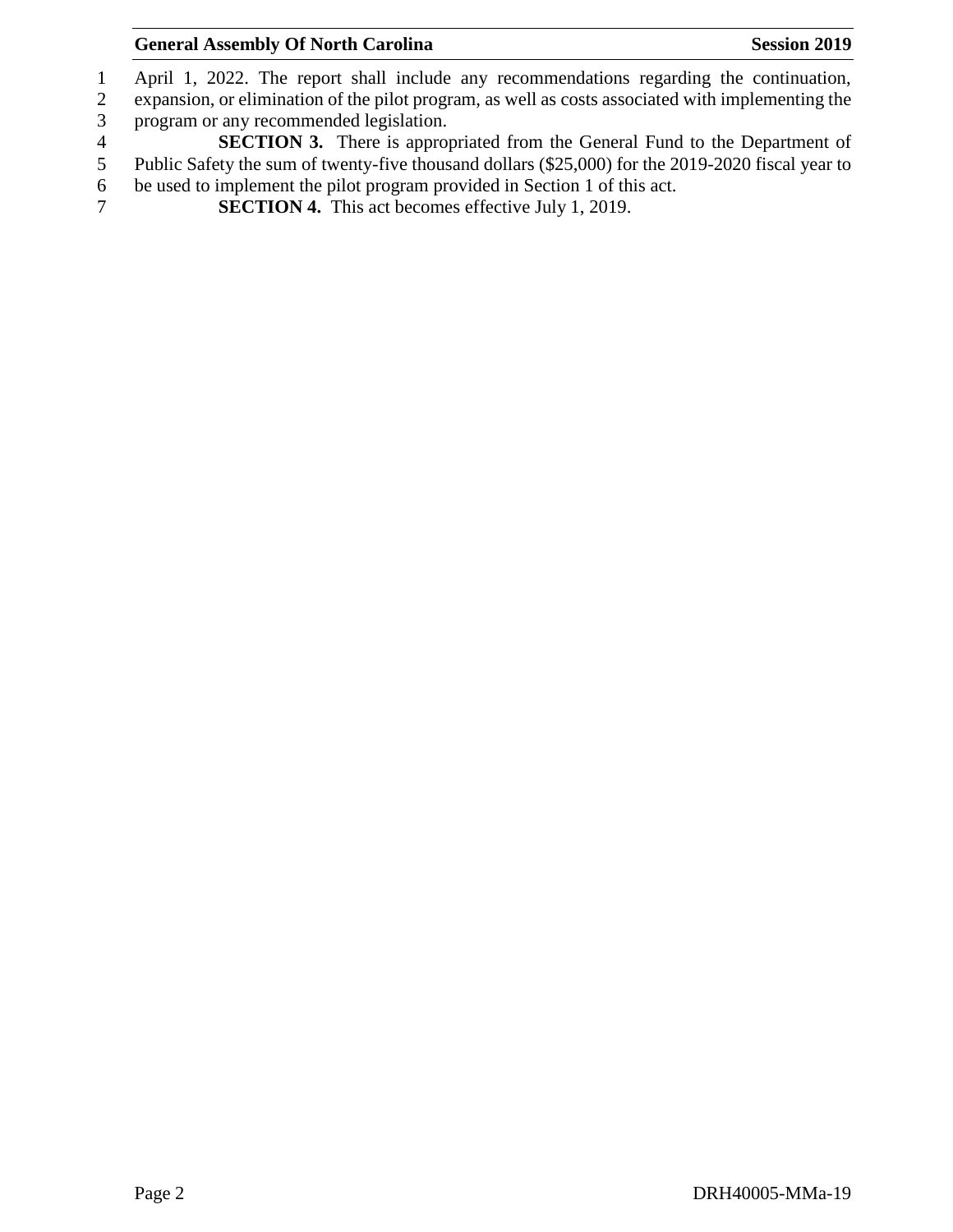April 1, 2022. The report shall include any recommendations regarding the continuation, expansion, or elimination of the pilot program, as well as costs associated with implementing the program or any recommended legislation.

**SECTION 3.** There is appropriated from the General Fund to the Department of Public Safety the sum of twenty-five thousand dollars ($25,000) for the 2019-2020 fiscal year to be used to implement the pilot program provided in Section 1 of this act.

**SECTION 4.** This act becomes effective July 1, 2019.